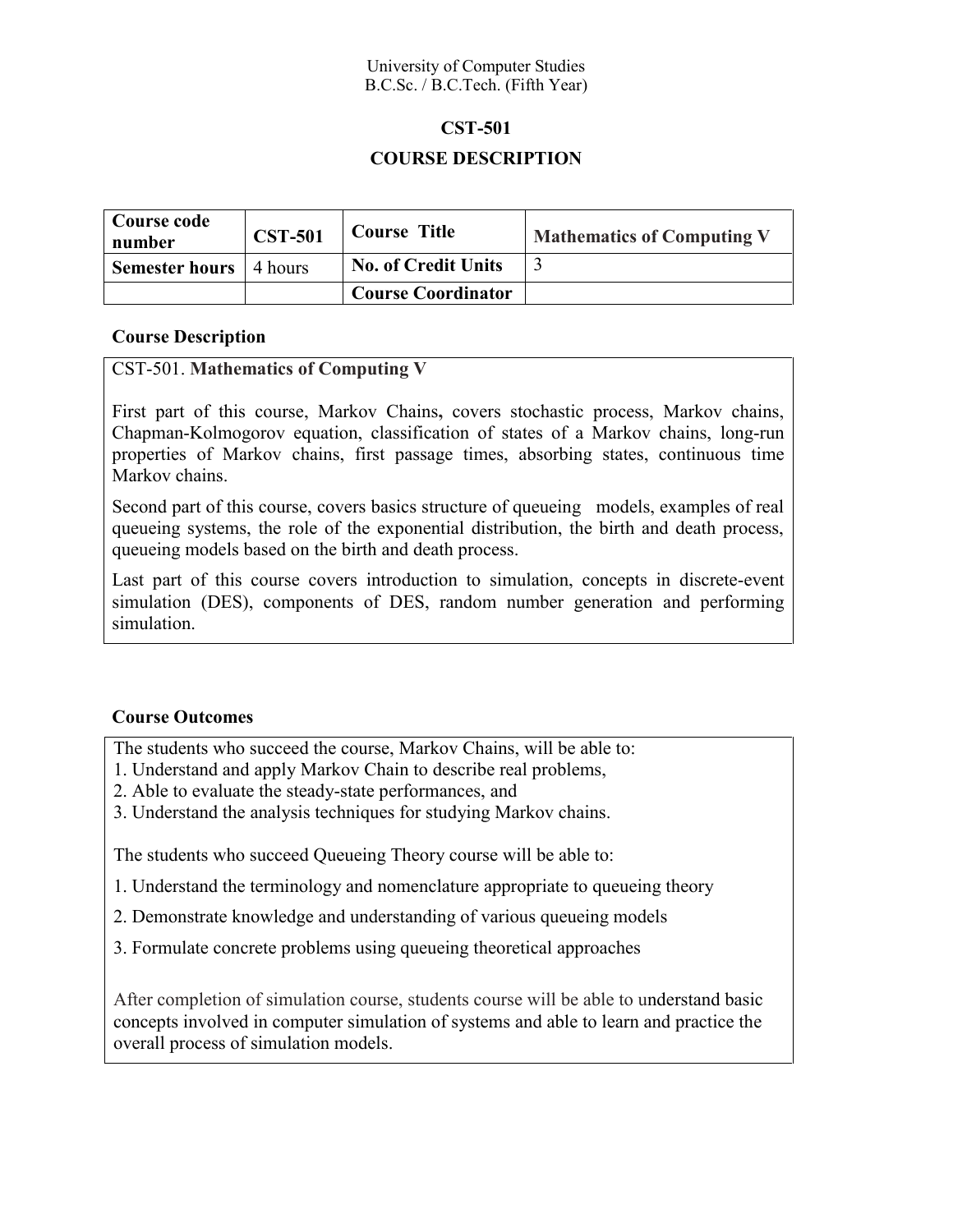University of Computer Studies
B.C.Sc. / B.C.Tech. (Fifth Year)

# CST-501

## COURSE DESCRIPTION

| **Course code number** | **CST-501** | **Course Title** | **Mathematics of Computing V** |
|---|---|---|---|
| **Semester hours** | 4 hours | **No. of Credit Units** | 3 |
| | | **Course Coordinator** | |

### Course Description

CST-501. **Mathematics of Computing V**

First part of this course, Markov Chains**,** covers stochastic process, Markov chains, Chapman-Kolmogorov equation, classification of states of a Markov chains, long-run properties of Markov chains, first passage times, absorbing states, continuous time Markov chains.

Second part of this course, covers basics structure of queueing models, examples of real queueing systems, the role of the exponential distribution, the birth and death process, queueing models based on the birth and death process.

Last part of this course covers introduction to simulation, concepts in discrete-event simulation (DES), components of DES, random number generation and performing simulation.

### Course Outcomes

The students who succeed the course, Markov Chains, will be able to:

1. Understand and apply Markov Chain to describe real problems,
2. Able to evaluate the steady-state performances, and
3. Understand the analysis techniques for studying Markov chains.

The students who succeed Queueing Theory course will be able to:

1. Understand the terminology and nomenclature appropriate to queueing theory
2. Demonstrate knowledge and understanding of various queueing models
3. Formulate concrete problems using queueing theoretical approaches

After completion of simulation course, students course will be able to understand basic concepts involved in computer simulation of systems and able to learn and practice the overall process of simulation models.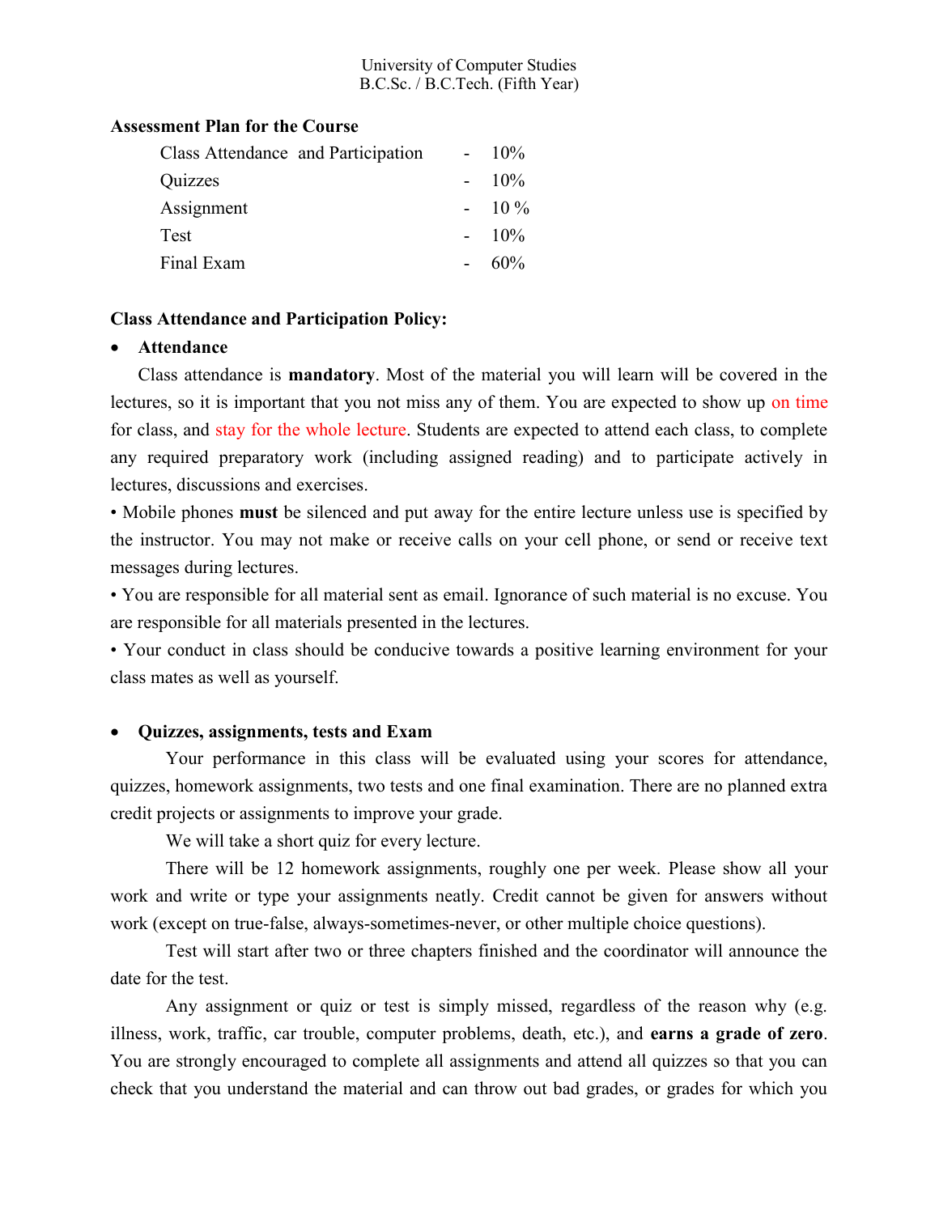University of Computer Studies
B.C.Sc. / B.C.Tech. (Fifth Year)

**Assessment Plan for the Course**

| | | |
|---|---|---|
| Class Attendance and Participation | - | 10% |
| Quizzes | - | 10% |
| Assignment | - | 10 % |
| Test | - | 10% |
| Final Exam | - | 60% |

**Class Attendance and Participation Policy:**

- **Attendance**

Class attendance is **mandatory**. Most of the material you will learn will be covered in the lectures, so it is important that you not miss any of them. You are expected to show up on time for class, and stay for the whole lecture. Students are expected to attend each class, to complete any required preparatory work (including assigned reading) and to participate actively in lectures, discussions and exercises.

• Mobile phones **must** be silenced and put away for the entire lecture unless use is specified by the instructor. You may not make or receive calls on your cell phone, or send or receive text messages during lectures.

• You are responsible for all material sent as email. Ignorance of such material is no excuse. You are responsible for all materials presented in the lectures.

• Your conduct in class should be conducive towards a positive learning environment for your class mates as well as yourself.

- **Quizzes, assignments, tests and Exam**

Your performance in this class will be evaluated using your scores for attendance, quizzes, homework assignments, two tests and one final examination. There are no planned extra credit projects or assignments to improve your grade.

We will take a short quiz for every lecture.

There will be 12 homework assignments, roughly one per week. Please show all your work and write or type your assignments neatly. Credit cannot be given for answers without work (except on true-false, always-sometimes-never, or other multiple choice questions).

Test will start after two or three chapters finished and the coordinator will announce the date for the test.

Any assignment or quiz or test is simply missed, regardless of the reason why (e.g. illness, work, traffic, car trouble, computer problems, death, etc.), and **earns a grade of zero**. You are strongly encouraged to complete all assignments and attend all quizzes so that you can check that you understand the material and can throw out bad grades, or grades for which you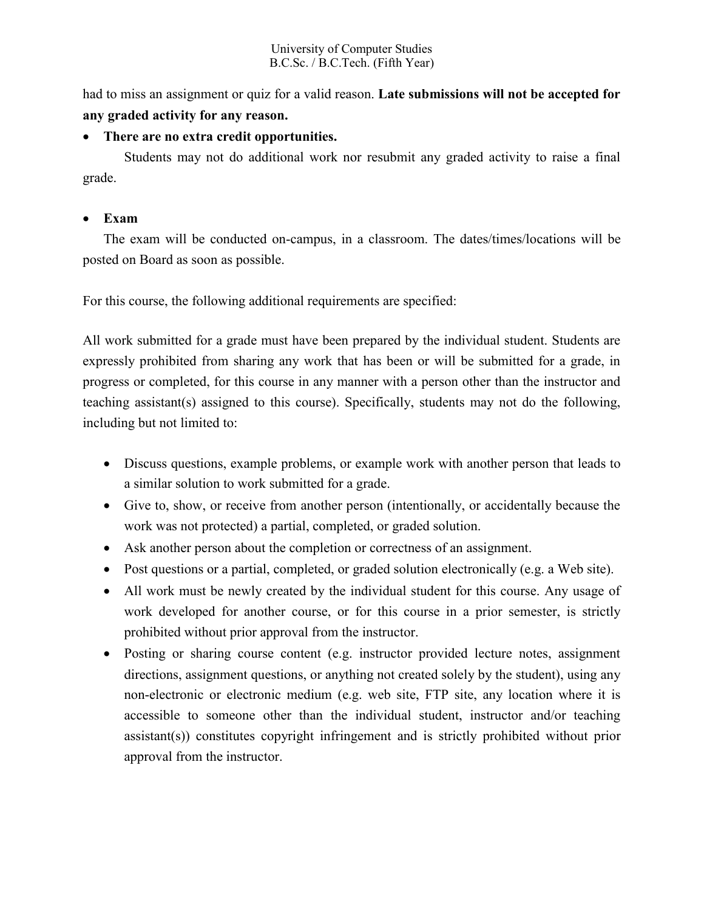had to miss an assignment or quiz for a valid reason. **Late submissions will not be accepted for any graded activity for any reason.**

- **There are no extra credit opportunities.**

  Students may not do additional work nor resubmit any graded activity to raise a final grade.

- **Exam**

  The exam will be conducted on-campus, in a classroom. The dates/times/locations will be posted on Board as soon as possible.

For this course, the following additional requirements are specified:

All work submitted for a grade must have been prepared by the individual student. Students are expressly prohibited from sharing any work that has been or will be submitted for a grade, in progress or completed, for this course in any manner with a person other than the instructor and teaching assistant(s) assigned to this course). Specifically, students may not do the following, including but not limited to:

- Discuss questions, example problems, or example work with another person that leads to a similar solution to work submitted for a grade.
- Give to, show, or receive from another person (intentionally, or accidentally because the work was not protected) a partial, completed, or graded solution.
- Ask another person about the completion or correctness of an assignment.
- Post questions or a partial, completed, or graded solution electronically (e.g. a Web site).
- All work must be newly created by the individual student for this course. Any usage of work developed for another course, or for this course in a prior semester, is strictly prohibited without prior approval from the instructor.
- Posting or sharing course content (e.g. instructor provided lecture notes, assignment directions, assignment questions, or anything not created solely by the student), using any non-electronic or electronic medium (e.g. web site, FTP site, any location where it is accessible to someone other than the individual student, instructor and/or teaching assistant(s)) constitutes copyright infringement and is strictly prohibited without prior approval from the instructor.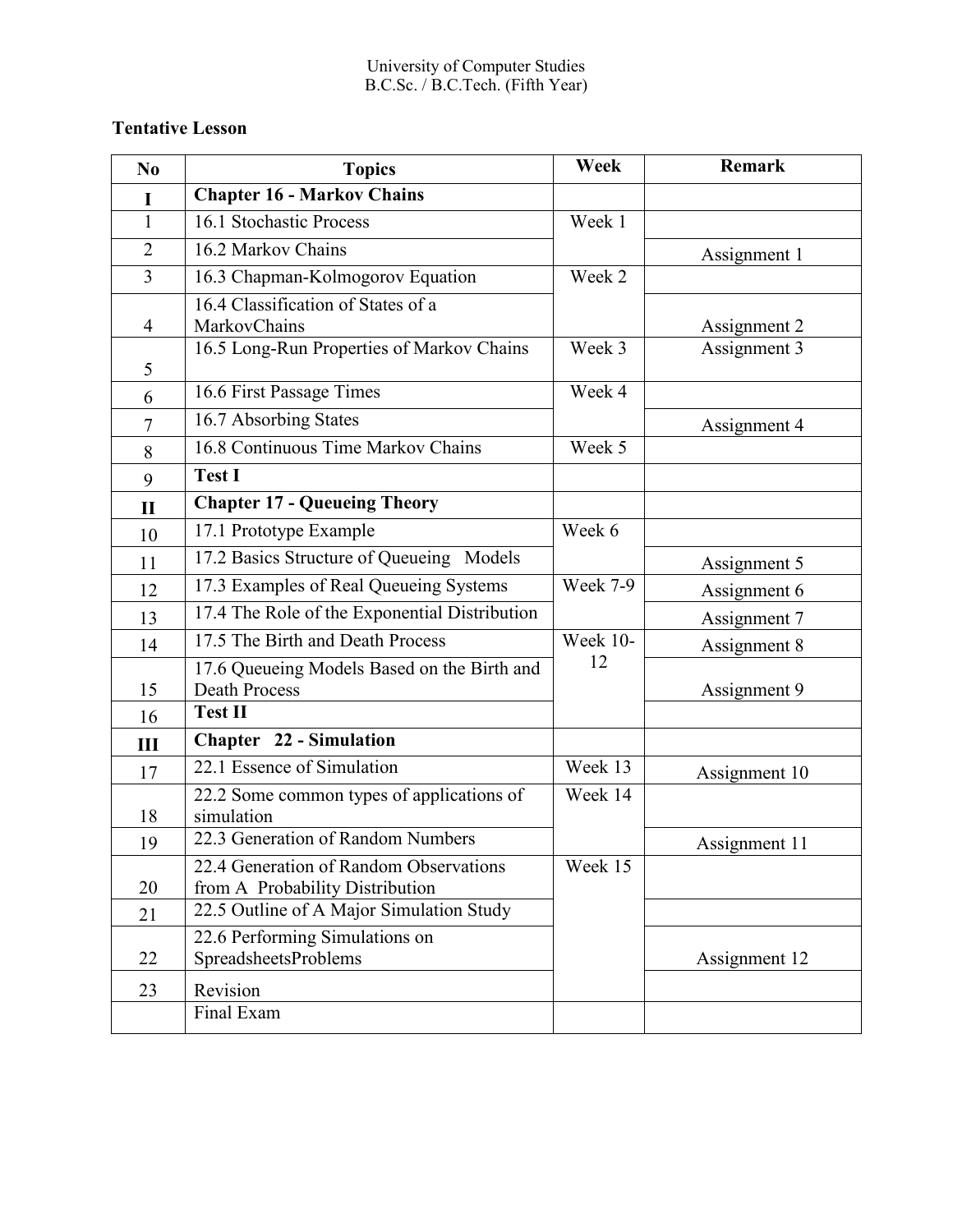University of Computer Studies
B.C.Sc. / B.C.Tech. (Fifth Year)

**Tentative Lesson**

| No | Topics | Week | Remark |
|---|---|---|---|
| **I** | **Chapter 16 - Markov Chains** | | |
| 1 | 16.1 Stochastic Process | Week 1 | |
| 2 | 16.2 Markov Chains | | Assignment 1 |
| 3 | 16.3 Chapman-Kolmogorov Equation | Week 2 | |
| 4 | 16.4 Classification of States of a MarkovChains | | Assignment 2 |
| 5 | 16.5 Long-Run Properties of Markov Chains | Week 3 | Assignment 3 |
| 6 | 16.6 First Passage Times | Week 4 | |
| 7 | 16.7 Absorbing States | | Assignment 4 |
| 8 | 16.8 Continuous Time Markov Chains | Week 5 | |
| 9 | **Test I** | | |
| **II** | **Chapter 17 - Queueing Theory** | | |
| 10 | 17.1 Prototype Example | Week 6 | |
| 11 | 17.2 Basics Structure of Queueing Models | | Assignment 5 |
| 12 | 17.3 Examples of Real Queueing Systems | Week 7-9 | Assignment 6 |
| 13 | 17.4 The Role of the Exponential Distribution | | Assignment 7 |
| 14 | 17.5 The Birth and Death Process | Week 10-12 | Assignment 8 |
| 15 | 17.6 Queueing Models Based on the Birth and Death Process | | Assignment 9 |
| 16 | **Test II** | | |
| **III** | **Chapter 22 - Simulation** | | |
| 17 | 22.1 Essence of Simulation | Week 13 | Assignment 10 |
| 18 | 22.2 Some common types of applications of simulation | Week 14 | |
| 19 | 22.3 Generation of Random Numbers | | Assignment 11 |
| 20 | 22.4 Generation of Random Observations from A Probability Distribution | Week 15 | |
| 21 | 22.5 Outline of A Major Simulation Study | | |
| 22 | 22.6 Performing Simulations on SpreadsheetsProblems | | Assignment 12 |
| 23 | Revision | | |
| | Final Exam | | |